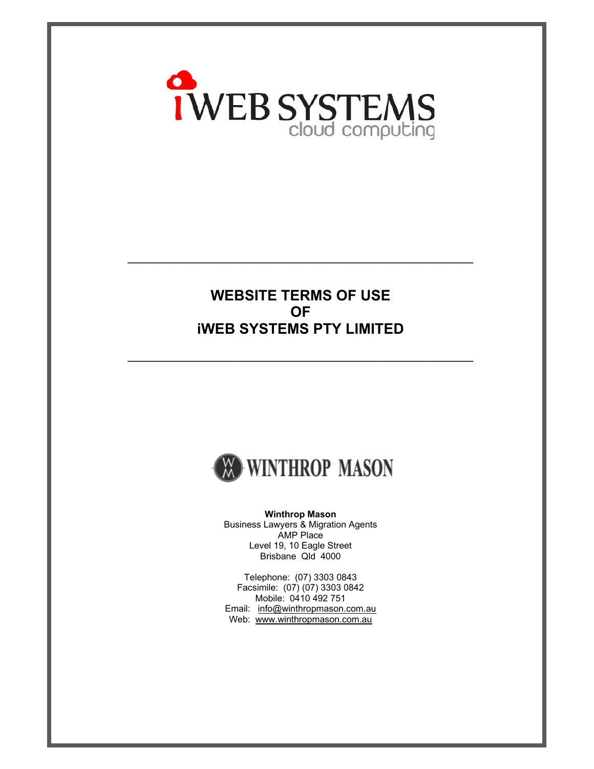iWEB SYSTEMS
cloud computing

---

# WEBSITE TERMS OF USE
# OF
# iWEB SYSTEMS PTY LIMITED

---

WINTHROP MASON

**Winthrop Mason**
Business Lawyers & Migration Agents
AMP Place
Level 19, 10 Eagle Street
Brisbane Qld 4000

Telephone: (07) 3303 0843
Facsimile: (07) (07) 3303 0842
Mobile: 0410 492 751
Email: info@winthropmason.com.au
Web: www.winthropmason.com.au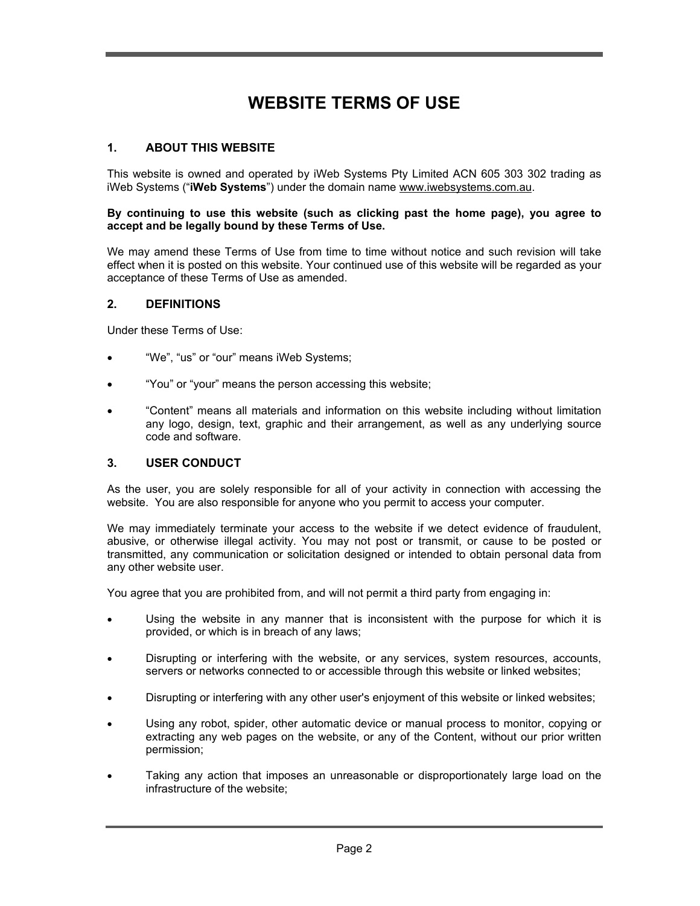# WEBSITE TERMS OF USE

## 1. ABOUT THIS WEBSITE

This website is owned and operated by iWeb Systems Pty Limited ACN 605 303 302 trading as iWeb Systems ("**iWeb Systems**") under the domain name www.iwebsystems.com.au.

**By continuing to use this website (such as clicking past the home page), you agree to accept and be legally bound by these Terms of Use.**

We may amend these Terms of Use from time to time without notice and such revision will take effect when it is posted on this website. Your continued use of this website will be regarded as your acceptance of these Terms of Use as amended.

## 2. DEFINITIONS

Under these Terms of Use:

- "We", "us" or "our" means iWeb Systems;
- "You" or "your" means the person accessing this website;
- "Content" means all materials and information on this website including without limitation any logo, design, text, graphic and their arrangement, as well as any underlying source code and software.

## 3. USER CONDUCT

As the user, you are solely responsible for all of your activity in connection with accessing the website. You are also responsible for anyone who you permit to access your computer.

We may immediately terminate your access to the website if we detect evidence of fraudulent, abusive, or otherwise illegal activity. You may not post or transmit, or cause to be posted or transmitted, any communication or solicitation designed or intended to obtain personal data from any other website user.

You agree that you are prohibited from, and will not permit a third party from engaging in:

- Using the website in any manner that is inconsistent with the purpose for which it is provided, or which is in breach of any laws;
- Disrupting or interfering with the website, or any services, system resources, accounts, servers or networks connected to or accessible through this website or linked websites;
- Disrupting or interfering with any other user's enjoyment of this website or linked websites;
- Using any robot, spider, other automatic device or manual process to monitor, copying or extracting any web pages on the website, or any of the Content, without our prior written permission;
- Taking any action that imposes an unreasonable or disproportionately large load on the infrastructure of the website;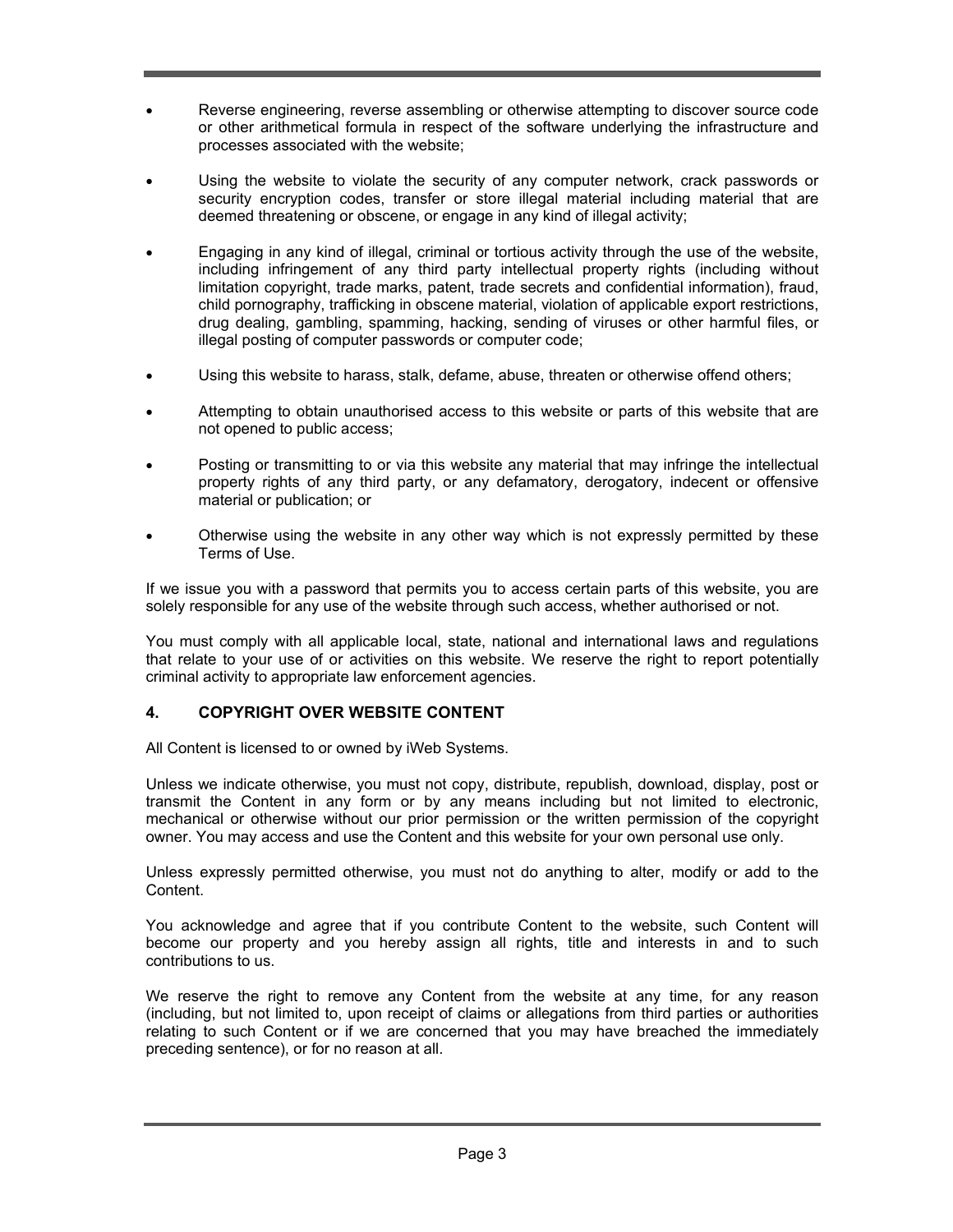- Reverse engineering, reverse assembling or otherwise attempting to discover source code or other arithmetical formula in respect of the software underlying the infrastructure and processes associated with the website;

- Using the website to violate the security of any computer network, crack passwords or security encryption codes, transfer or store illegal material including material that are deemed threatening or obscene, or engage in any kind of illegal activity;

- Engaging in any kind of illegal, criminal or tortious activity through the use of the website, including infringement of any third party intellectual property rights (including without limitation copyright, trade marks, patent, trade secrets and confidential information), fraud, child pornography, trafficking in obscene material, violation of applicable export restrictions, drug dealing, gambling, spamming, hacking, sending of viruses or other harmful files, or illegal posting of computer passwords or computer code;

- Using this website to harass, stalk, defame, abuse, threaten or otherwise offend others;

- Attempting to obtain unauthorised access to this website or parts of this website that are not opened to public access;

- Posting or transmitting to or via this website any material that may infringe the intellectual property rights of any third party, or any defamatory, derogatory, indecent or offensive material or publication; or

- Otherwise using the website in any other way which is not expressly permitted by these Terms of Use.

If we issue you with a password that permits you to access certain parts of this website, you are solely responsible for any use of the website through such access, whether authorised or not.

You must comply with all applicable local, state, national and international laws and regulations that relate to your use of or activities on this website. We reserve the right to report potentially criminal activity to appropriate law enforcement agencies.

## 4. COPYRIGHT OVER WEBSITE CONTENT

All Content is licensed to or owned by iWeb Systems.

Unless we indicate otherwise, you must not copy, distribute, republish, download, display, post or transmit the Content in any form or by any means including but not limited to electronic, mechanical or otherwise without our prior permission or the written permission of the copyright owner. You may access and use the Content and this website for your own personal use only.

Unless expressly permitted otherwise, you must not do anything to alter, modify or add to the Content.

You acknowledge and agree that if you contribute Content to the website, such Content will become our property and you hereby assign all rights, title and interests in and to such contributions to us.

We reserve the right to remove any Content from the website at any time, for any reason (including, but not limited to, upon receipt of claims or allegations from third parties or authorities relating to such Content or if we are concerned that you may have breached the immediately preceding sentence), or for no reason at all.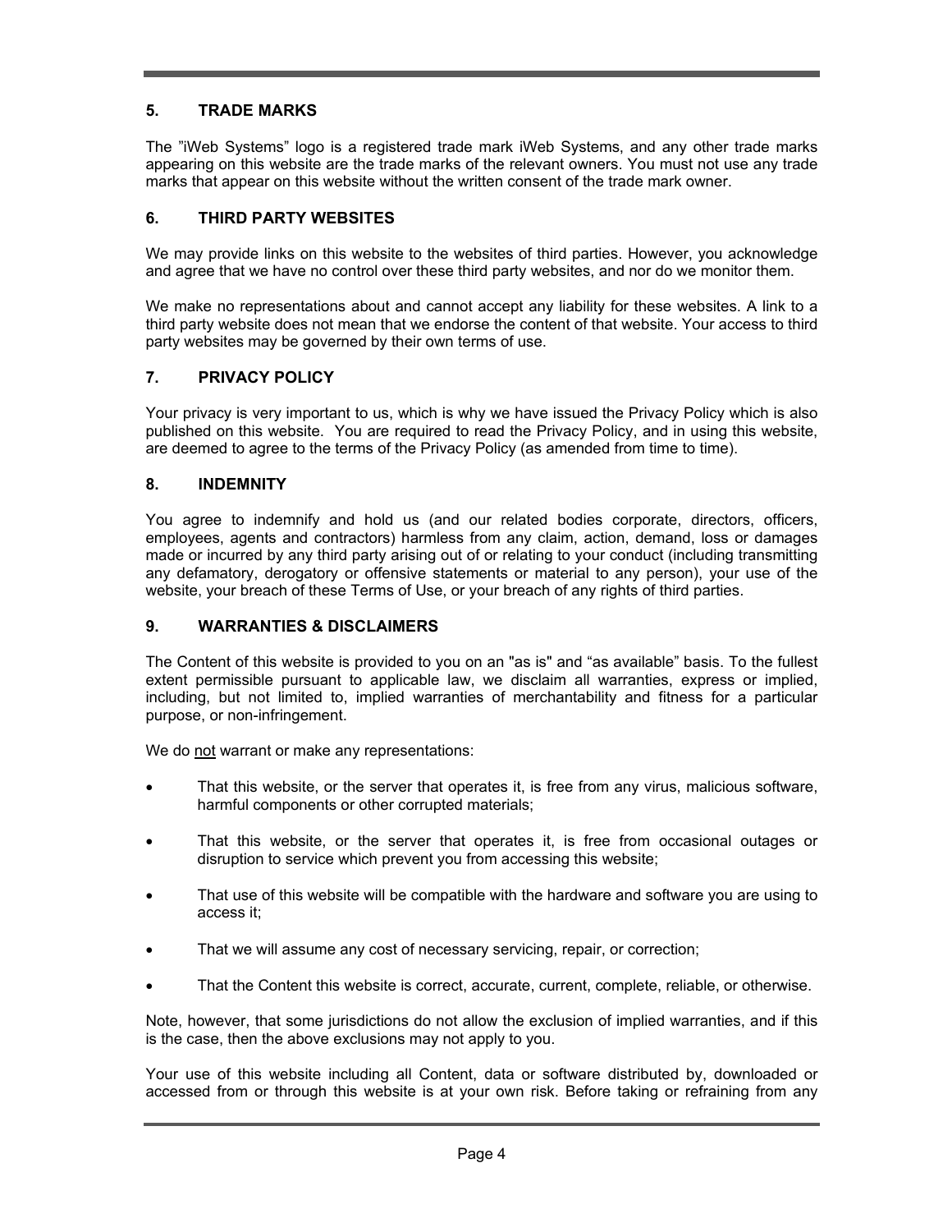## 5. TRADE MARKS

The ”iWeb Systems” logo is a registered trade mark iWeb Systems, and any other trade marks appearing on this website are the trade marks of the relevant owners. You must not use any trade marks that appear on this website without the written consent of the trade mark owner.

## 6. THIRD PARTY WEBSITES

We may provide links on this website to the websites of third parties. However, you acknowledge and agree that we have no control over these third party websites, and nor do we monitor them.

We make no representations about and cannot accept any liability for these websites. A link to a third party website does not mean that we endorse the content of that website. Your access to third party websites may be governed by their own terms of use.

## 7. PRIVACY POLICY

Your privacy is very important to us, which is why we have issued the Privacy Policy which is also published on this website. You are required to read the Privacy Policy, and in using this website, are deemed to agree to the terms of the Privacy Policy (as amended from time to time).

## 8. INDEMNITY

You agree to indemnify and hold us (and our related bodies corporate, directors, officers, employees, agents and contractors) harmless from any claim, action, demand, loss or damages made or incurred by any third party arising out of or relating to your conduct (including transmitting any defamatory, derogatory or offensive statements or material to any person), your use of the website, your breach of these Terms of Use, or your breach of any rights of third parties.

## 9. WARRANTIES & DISCLAIMERS

The Content of this website is provided to you on an "as is" and “as available” basis. To the fullest extent permissible pursuant to applicable law, we disclaim all warranties, express or implied, including, but not limited to, implied warranties of merchantability and fitness for a particular purpose, or non-infringement.

We do <u>not</u> warrant or make any representations:

- That this website, or the server that operates it, is free from any virus, malicious software, harmful components or other corrupted materials;
- That this website, or the server that operates it, is free from occasional outages or disruption to service which prevent you from accessing this website;
- That use of this website will be compatible with the hardware and software you are using to access it;
- That we will assume any cost of necessary servicing, repair, or correction;
- That the Content this website is correct, accurate, current, complete, reliable, or otherwise.

Note, however, that some jurisdictions do not allow the exclusion of implied warranties, and if this is the case, then the above exclusions may not apply to you.

Your use of this website including all Content, data or software distributed by, downloaded or accessed from or through this website is at your own risk. Before taking or refraining from any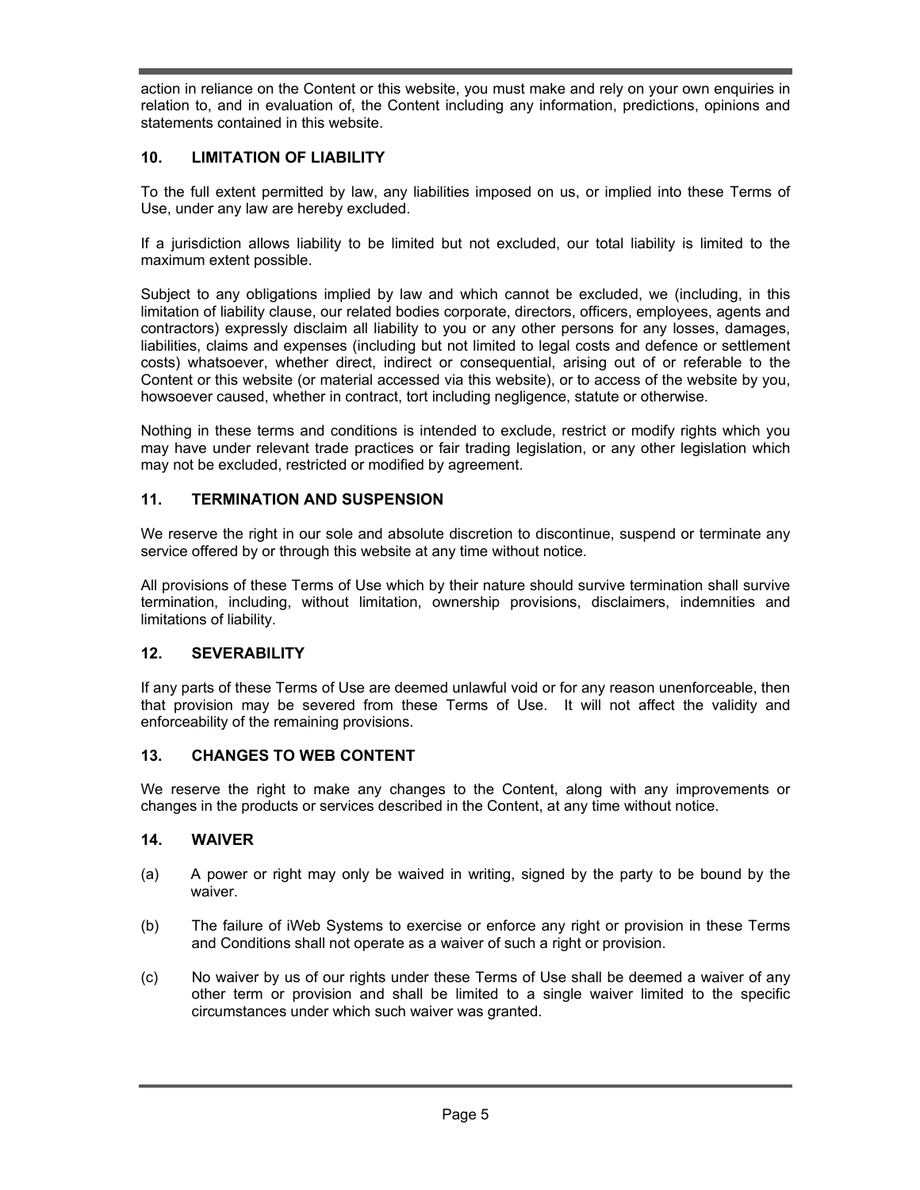action in reliance on the Content or this website, you must make and rely on your own enquiries in relation to, and in evaluation of, the Content including any information, predictions, opinions and statements contained in this website.

## 10. LIMITATION OF LIABILITY

To the full extent permitted by law, any liabilities imposed on us, or implied into these Terms of Use, under any law are hereby excluded.

If a jurisdiction allows liability to be limited but not excluded, our total liability is limited to the maximum extent possible.

Subject to any obligations implied by law and which cannot be excluded, we (including, in this limitation of liability clause, our related bodies corporate, directors, officers, employees, agents and contractors) expressly disclaim all liability to you or any other persons for any losses, damages, liabilities, claims and expenses (including but not limited to legal costs and defence or settlement costs) whatsoever, whether direct, indirect or consequential, arising out of or referable to the Content or this website (or material accessed via this website), or to access of the website by you, howsoever caused, whether in contract, tort including negligence, statute or otherwise.

Nothing in these terms and conditions is intended to exclude, restrict or modify rights which you may have under relevant trade practices or fair trading legislation, or any other legislation which may not be excluded, restricted or modified by agreement.

## 11. TERMINATION AND SUSPENSION

We reserve the right in our sole and absolute discretion to discontinue, suspend or terminate any service offered by or through this website at any time without notice.

All provisions of these Terms of Use which by their nature should survive termination shall survive termination, including, without limitation, ownership provisions, disclaimers, indemnities and limitations of liability.

## 12. SEVERABILITY

If any parts of these Terms of Use are deemed unlawful void or for any reason unenforceable, then that provision may be severed from these Terms of Use. It will not affect the validity and enforceability of the remaining provisions.

## 13. CHANGES TO WEB CONTENT

We reserve the right to make any changes to the Content, along with any improvements or changes in the products or services described in the Content, at any time without notice.

## 14. WAIVER

(a) A power or right may only be waived in writing, signed by the party to be bound by the waiver.

(b) The failure of iWeb Systems to exercise or enforce any right or provision in these Terms and Conditions shall not operate as a waiver of such a right or provision.

(c) No waiver by us of our rights under these Terms of Use shall be deemed a waiver of any other term or provision and shall be limited to a single waiver limited to the specific circumstances under which such waiver was granted.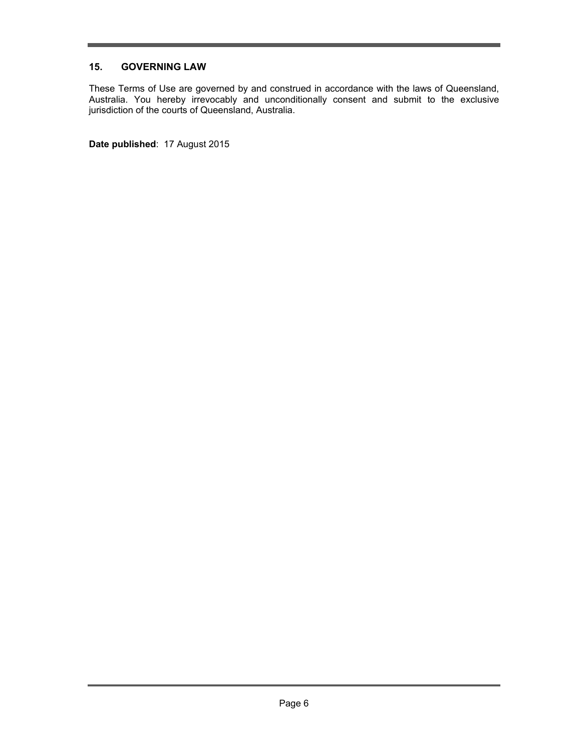## 15. GOVERNING LAW

These Terms of Use are governed by and construed in accordance with the laws of Queensland, Australia. You hereby irrevocably and unconditionally consent and submit to the exclusive jurisdiction of the courts of Queensland, Australia.

**Date published**: 17 August 2015